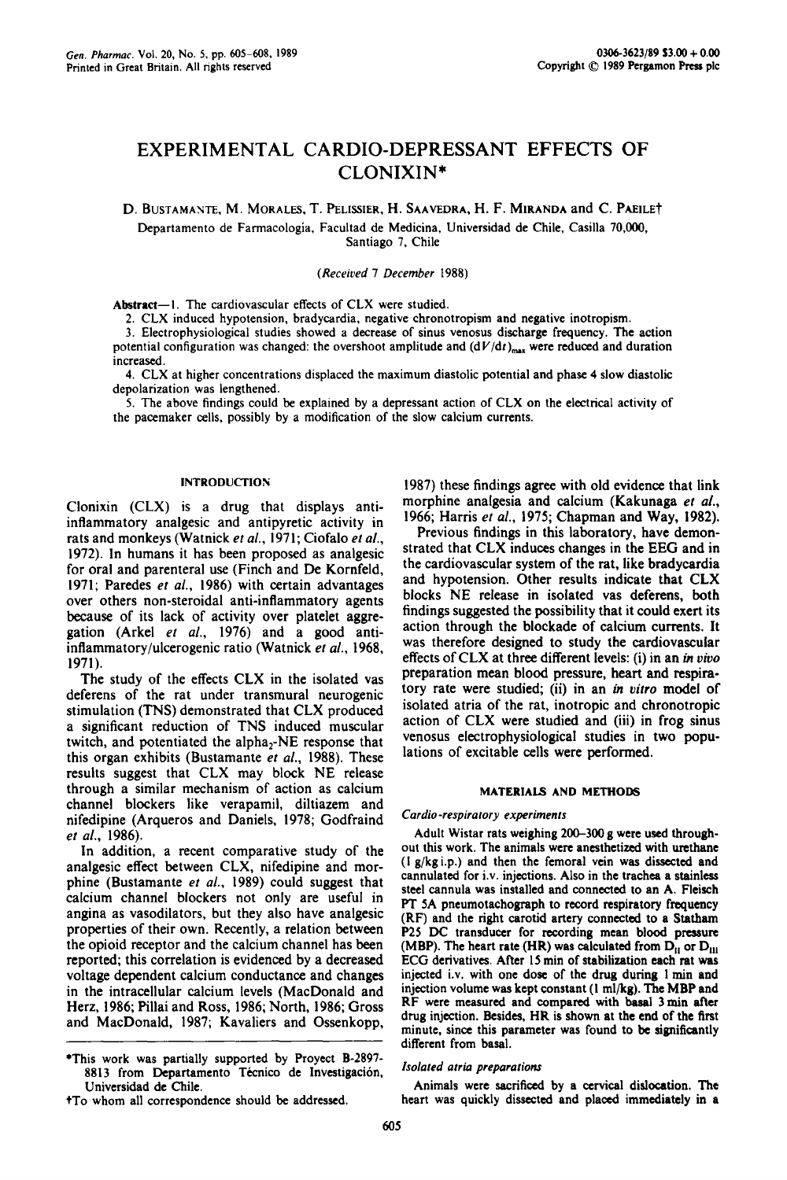# EXPERIMENTAL CARDIO-DEPRESSANT EFFECTS OF CLONIXIN*

D. Bustamante, M. Morales, T. Pelissier, H. Saavedra, H. F. Miranda and C. Paeile†

Departamento de Farmacología, Facultad de Medicina, Universidad de Chile, Casilla 70,000, Santiago 7, Chile

*(Received 7 December 1988)*

**Abstract**—1. The cardiovascular effects of CLX were studied.

2. CLX induced hypotension, bradycardia, negative chronotropism and negative inotropism.

3. Electrophysiological studies showed a decrease of sinus venosus discharge frequency. The action potential configuration was changed: the overshoot amplitude and $(dV/dt)_{max}$ were reduced and duration increased.

4. CLX at higher concentrations displaced the maximum diastolic potential and phase 4 slow diastolic depolarization was lengthened.

5. The above findings could be explained by a depressant action of CLX on the electrical activity of the pacemaker cells, possibly by a modification of the slow calcium currents.

## INTRODUCTION

Clonixin (CLX) is a drug that displays anti-inflammatory analgesic and antipyretic activity in rats and monkeys (Watnick *et al.*, 1971; Ciofalo *et al.*, 1972). In humans it has been proposed as analgesic for oral and parenteral use (Finch and De Kornfeld, 1971; Paredes *et al.*, 1986) with certain advantages over others non-steroidal anti-inflammatory agents because of its lack of activity over platelet aggregation (Arkel *et al.*, 1976) and a good anti-inflammatory/ulcerogenic ratio (Watnick *et al.*, 1968, 1971).

The study of the effects CLX in the isolated vas deferens of the rat under transmural neurogenic stimulation (TNS) demonstrated that CLX produced a significant reduction of TNS induced muscular twitch, and potentiated the alpha$_2$-NE response that this organ exhibits (Bustamante *et al.*, 1988). These results suggest that CLX may block NE release through a similar mechanism of action as calcium channel blockers like verapamil, diltiazem and nifedipine (Arqueros and Daniels, 1978; Godfraind *et al.*, 1986).

In addition, a recent comparative study of the analgesic effect between CLX, nifedipine and morphine (Bustamante *et al.*, 1989) could suggest that calcium channel blockers not only are useful in angina as vasodilators, but they also have analgesic properties of their own. Recently, a relation between the opioid receptor and the calcium channel has been reported; this correlation is evidenced by a decreased voltage dependent calcium conductance and changes in the intracellular calcium levels (MacDonald and Herz, 1986; Pillai and Ross, 1986; North, 1986; Gross and MacDonald, 1987; Kavaliers and Ossenkopp, 1987) these findings agree with old evidence that link morphine analgesia and calcium (Kakunaga *et al.*, 1966; Harris *et al.*, 1975; Chapman and Way, 1982).

Previous findings in this laboratory, have demonstrated that CLX induces changes in the EEG and in the cardiovascular system of the rat, like bradycardia and hypotension. Other results indicate that CLX blocks NE release in isolated vas deferens, both findings suggested the possibility that it could exert its action through the blockade of calcium currents. It was therefore designed to study the cardiovascular effects of CLX at three different levels: (i) in an *in vivo* preparation mean blood pressure, heart and respiratory rate were studied; (ii) in an *in vitro* model of isolated atria of the rat, inotropic and chronotropic action of CLX were studied and (iii) in frog sinus venosus electrophysiological studies in two populations of excitable cells were performed.

## MATERIALS AND METHODS

### *Cardio-respiratory experiments*

Adult Wistar rats weighing 200–300 g were used throughout this work. The animals were anesthetized with urethane (1 g/kg i.p.) and then the femoral vein was dissected and cannulated for i.v. injections. Also in the trachea a stainless steel cannula was installed and connected to an A. Fleisch PT 5A pneumotachograph to record respiratory frequency (RF) and the right carotid artery connected to a Statham P25 DC transducer for recording mean blood pressure (MBP). The heart rate (HR) was calculated from $D_{II}$ or $D_{III}$ ECG derivatives. After 15 min of stabilization each rat was injected i.v. with one dose of the drug during 1 min and injection volume was kept constant (1 ml/kg). The MBP and RF were measured and compared with basal 3 min after drug injection. Besides, HR is shown at the end of the first minute, since this parameter was found to be significantly different from basal.

### *Isolated atria preparations*

Animals were sacrificed by a cervical dislocation. The heart was quickly dissected and placed immediately in a

---

*This work was partially supported by Proyect B-2897-8813 from Departamento Técnico de Investigación, Universidad de Chile.

†To whom all correspondence should be addressed.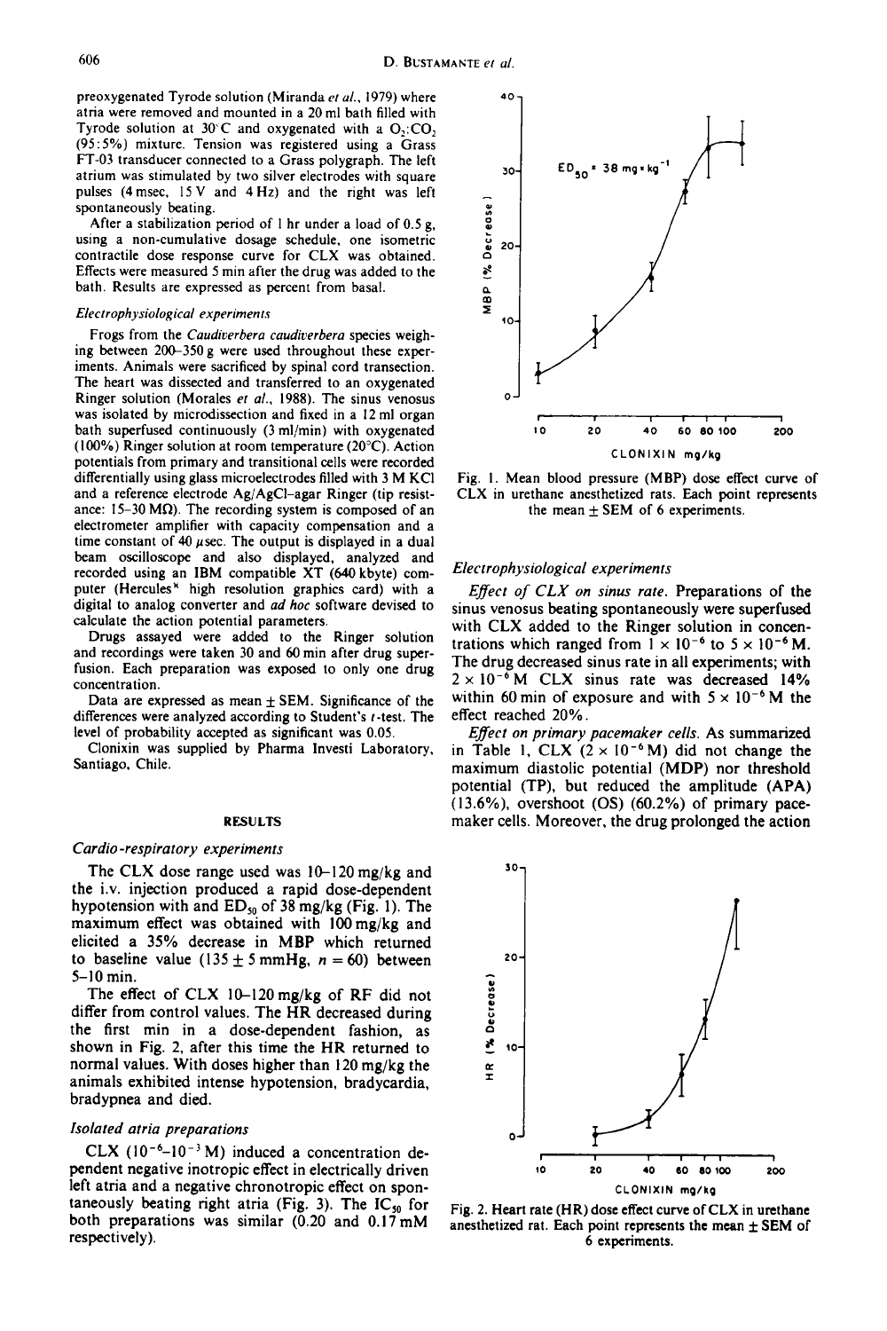preoxygenated Tyrode solution (Miranda *et al.*, 1979) where atria were removed and mounted in a 20 ml bath filled with Tyrode solution at 30°C and oxygenated with a $O_2$:$CO_2$ (95:5%) mixture. Tension was registered using a Grass FT-03 transducer connected to a Grass polygraph. The left atrium was stimulated by two silver electrodes with square pulses (4 msec, 15 V and 4 Hz) and the right was left spontaneously beating.

After a stabilization period of 1 hr under a load of 0.5 g, using a non-cumulative dosage schedule, one isometric contractile dose response curve for CLX was obtained. Effects were measured 5 min after the drug was added to the bath. Results are expressed as percent from basal.

### *Electrophysiological experiments*

Frogs from the *Caudiverbera caudiverbera* species weighing between 200–350 g were used throughout these experiments. Animals were sacrificed by spinal cord transection. The heart was dissected and transferred to an oxygenated Ringer solution (Morales *et al.*, 1988). The sinus venosus was isolated by microdissection and fixed in a 12 ml organ bath superfused continuously (3 ml/min) with oxygenated (100%) Ringer solution at room temperature (20°C). Action potentials from primary and transitional cells were recorded differentially using glass microelectrodes filled with 3 M KCl and a reference electrode Ag/AgCl-agar Ringer (tip resistance: 15–30 MΩ). The recording system is composed of an electrometer amplifier with capacity compensation and a time constant of 40 μsec. The output is displayed in a dual beam oscilloscope and also displayed, analyzed and recorded using an IBM compatible XT (640 kbyte) computer (Hercules® high resolution graphics card) with a digital to analog converter and *ad hoc* software devised to calculate the action potential parameters.

Drugs assayed were added to the Ringer solution and recordings were taken 30 and 60 min after drug superfusion. Each preparation was exposed to only one drug concentration.

Data are expressed as mean ± SEM. Significance of the differences were analyzed according to Student's *t*-test. The level of probability accepted as significant was 0.05.

Clonixin was supplied by Pharma Investi Laboratory, Santiago, Chile.

## RESULTS

### *Cardio-respiratory experiments*

The CLX dose range used was 10–120 mg/kg and the i.v. injection produced a rapid dose-dependent hypotension with and $ED_{50}$ of 38 mg/kg (Fig. 1). The maximum effect was obtained with 100 mg/kg and elicited a 35% decrease in MBP which returned to baseline value (135 ± 5 mmHg, $n = 60$) between 5–10 min.

The effect of CLX 10–120 mg/kg of RF did not differ from control values. The HR decreased during the first min in a dose-dependent fashion, as shown in Fig. 2, after this time the HR returned to normal values. With doses higher than 120 mg/kg the animals exhibited intense hypotension, bradycardia, bradypnea and died.

### *Isolated atria preparations*

CLX ($10^{-6}$–$10^{-3}$ M) induced a concentration dependent negative inotropic effect in electrically driven left atria and a negative chronotropic effect on spontaneously beating right atria (Fig. 3). The $IC_{50}$ for both preparations was similar (0.20 and 0.17 mM respectively).

Fig. 1. Mean blood pressure (MBP) dose effect curve of CLX in urethane anesthetized rats. Each point represents the mean ± SEM of 6 experiments.

### *Electrophysiological experiments*

*Effect of CLX on sinus rate.* Preparations of the sinus venosus beating spontaneously were superfused with CLX added to the Ringer solution in concentrations which ranged from $1 \times 10^{-6}$ to $5 \times 10^{-6}$ M. The drug decreased sinus rate in all experiments; with $2 \times 10^{-6}$ M CLX sinus rate was decreased 14% within 60 min of exposure and with $5 \times 10^{-6}$ M the effect reached 20%.

*Effect on primary pacemaker cells.* As summarized in Table 1, CLX ($2 \times 10^{-6}$ M) did not change the maximum diastolic potential (MDP) nor threshold potential (TP), but reduced the amplitude (APA) (13.6%), overshoot (OS) (60.2%) of primary pacemaker cells. Moreover, the drug prolonged the action

Fig. 2. Heart rate (HR) dose effect curve of CLX in urethane anesthetized rat. Each point represents the mean ± SEM of 6 experiments.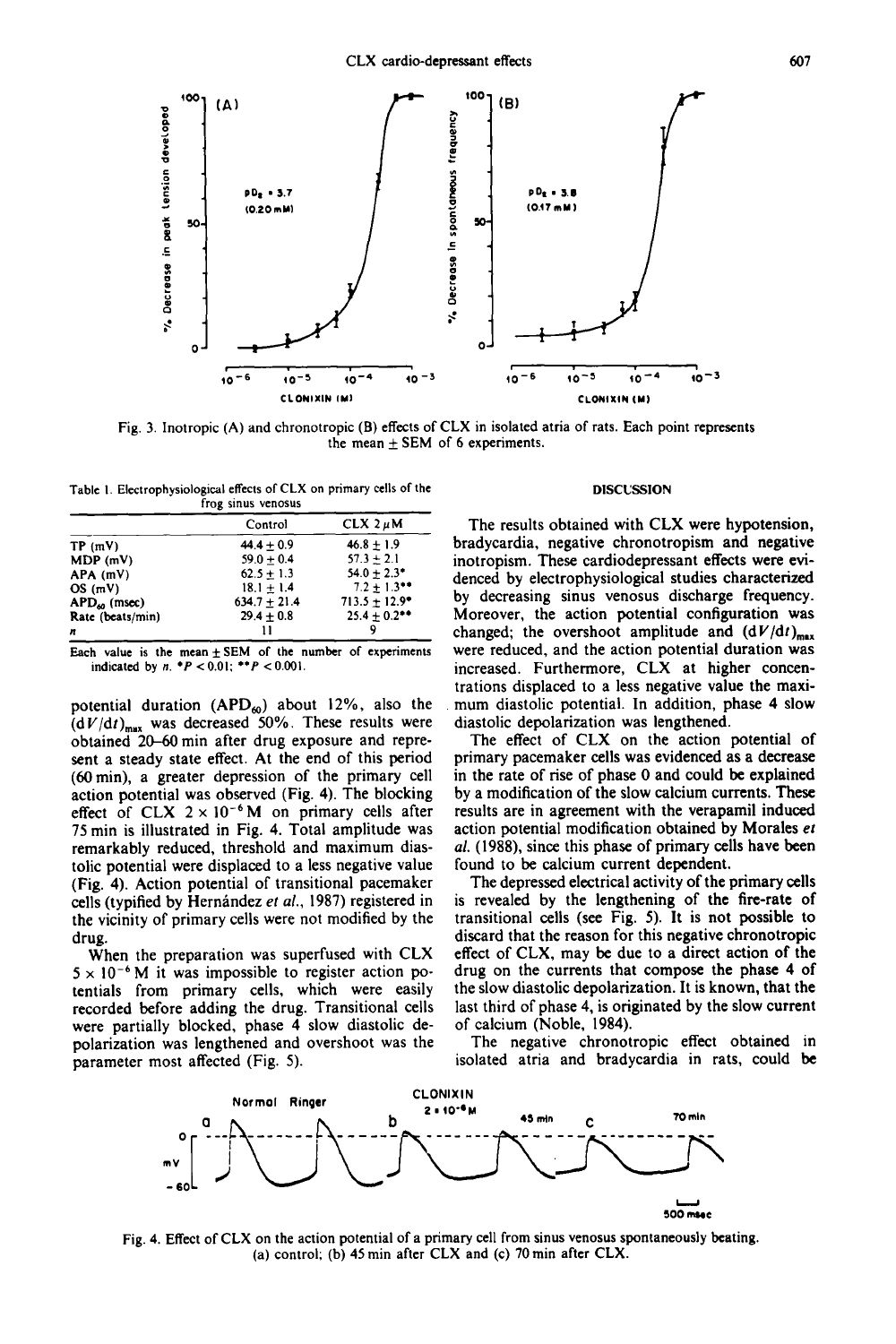Fig. 3. Inotropic (A) and chronotropic (B) effects of CLX in isolated atria of rats. Each point represents the mean ± SEM of 6 experiments.

Table 1. Electrophysiological effects of CLX on primary cells of the frog sinus venosus

| | Control | CLX 2 $\mu$M |
|---|---|---|
| TP (mV) | 44.4 ± 0.9 | 46.8 ± 1.9 |
| MDP (mV) | 59.0 ± 0.4 | 57.3 ± 2.1 |
| APA (mV) | 62.5 ± 1.3 | 54.0 ± 2.3* |
| OS (mV) | 18.1 ± 1.4 | 7.2 ± 1.3** |
| $APD_{60}$ (msec) | 634.7 ± 21.4 | 713.5 ± 12.9* |
| Rate (beats/min) | 29.4 ± 0.8 | 25.4 ± 0.2** |
| $n$ | 11 | 9 |

Each value is the mean ± SEM of the number of experiments indicated by $n$. *$P < 0.01$; **$P < 0.001$.

potential duration ($APD_{60}$) about 12%, also the $(dV/dt)_{max}$ was decreased 50%. These results were obtained 20–60 min after drug exposure and represent a steady state effect. At the end of this period (60 min), a greater depression of the primary cell action potential was observed (Fig. 4). The blocking effect of CLX $2 \times 10^{-6}$ M on primary cells after 75 min is illustrated in Fig. 4. Total amplitude was remarkably reduced, threshold and maximum diastolic potential were displaced to a less negative value (Fig. 4). Action potential of transitional pacemaker cells (typified by Hernández *et al.*, 1987) registered in the vicinity of primary cells were not modified by the drug.

When the preparation was superfused with CLX $5 \times 10^{-6}$ M it was impossible to register action potentials from primary cells, which were easily recorded before adding the drug. Transitional cells were partially blocked, phase 4 slow diastolic depolarization was lengthened and overshoot was the parameter most affected (Fig. 5).

## DISCUSSION

The results obtained with CLX were hypotension, bradycardia, negative chronotropism and negative inotropism. These cardiodepressant effects were evidenced by electrophysiological studies characterized by decreasing sinus venosus discharge frequency. Moreover, the action potential configuration was changed; the overshoot amplitude and $(dV/dt)_{max}$ were reduced, and the action potential duration was increased. Furthermore, CLX at higher concentrations displaced to a less negative value the maximum diastolic potential. In addition, phase 4 slow diastolic depolarization was lengthened.

The effect of CLX on the action potential of primary pacemaker cells was evidenced as a decrease in the rate of rise of phase 0 and could be explained by a modification of the slow calcium currents. These results are in agreement with the verapamil induced action potential modification obtained by Morales *et al.* (1988), since this phase of primary cells have been found to be calcium current dependent.

The depressed electrical activity of the primary cells is revealed by the lengthening of the fire-rate of transitional cells (see Fig. 5). It is not possible to discard that the reason for this negative chronotropic effect of CLX, may be due to a direct action of the drug on the currents that compose the phase 4 of the slow diastolic depolarization. It is known, that the last third of phase 4, is originated by the slow current of calcium (Noble, 1984).

The negative chronotropic effect obtained in isolated atria and bradycardia in rats, could be

Fig. 4. Effect of CLX on the action potential of a primary cell from sinus venosus spontaneously beating. (a) control; (b) 45 min after CLX and (c) 70 min after CLX.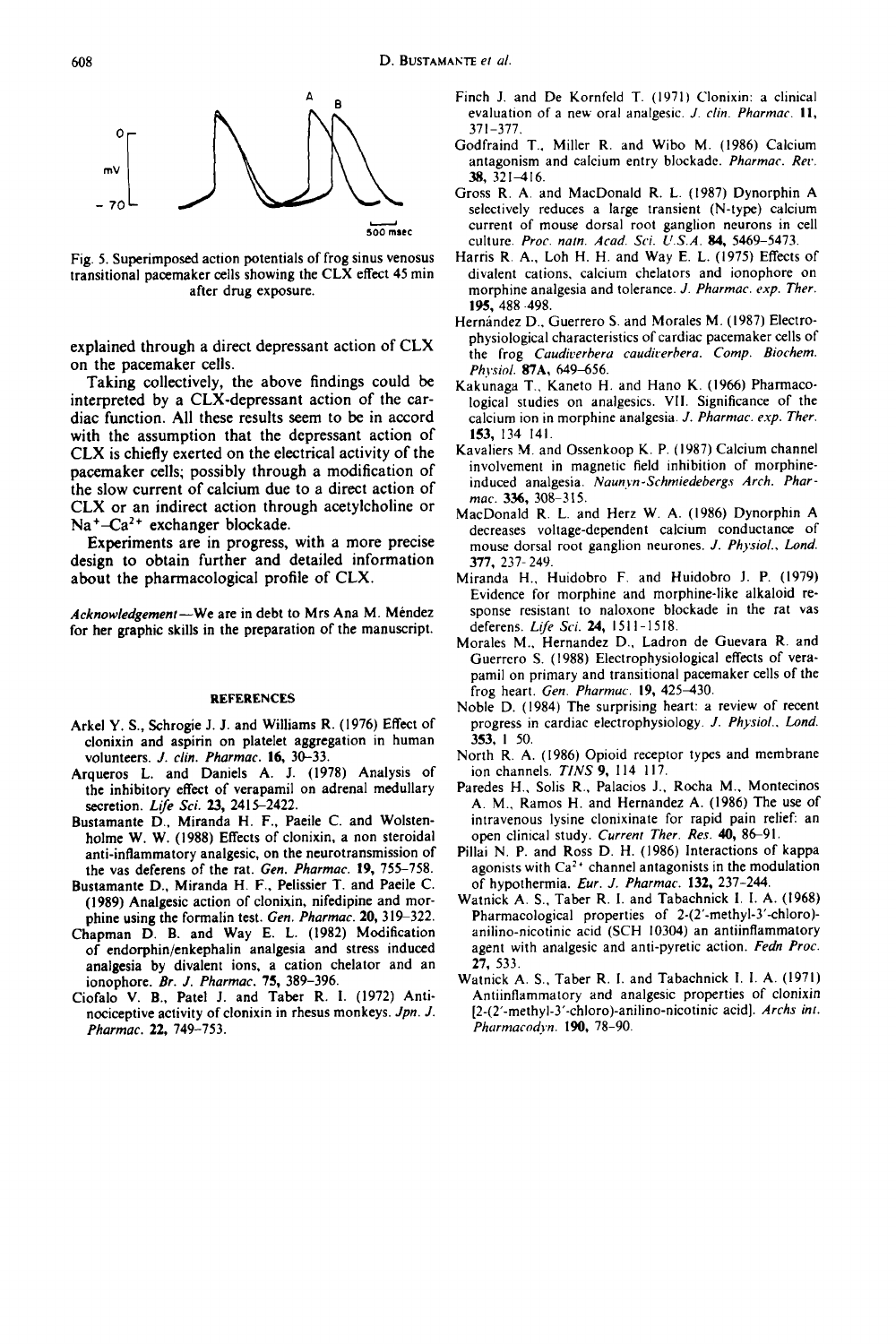A B

0

mV

− 70

500 msec

Fig. 5. Superimposed action potentials of frog sinus venosus transitional pacemaker cells showing the CLX effect 45 min after drug exposure.

explained through a direct depressant action of CLX on the pacemaker cells.

Taking collectively, the above findings could be interpreted by a CLX-depressant action of the cardiac function. All these results seem to be in accord with the assumption that the depressant action of CLX is chiefly exerted on the electrical activity of the pacemaker cells; possibly through a modification of the slow current of calcium due to a direct action of CLX or an indirect action through acetylcholine or $Na^+$–$Ca^{2+}$ exchanger blockade.

Experiments are in progress, with a more precise design to obtain further and detailed information about the pharmacological profile of CLX.

*Acknowledgement*—We are in debt to Mrs Ana M. Méndez for her graphic skills in the preparation of the manuscript.

## REFERENCES

Arkel Y. S., Schrogie J. J. and Williams R. (1976) Effect of clonixin and aspirin on platelet aggregation in human volunteers. *J. clin. Pharmac.* **16**, 30–33.

Arqueros L. and Daniels A. J. (1978) Analysis of the inhibitory effect of verapamil on adrenal medullary secretion. *Life Sci.* **23**, 2415–2422.

Bustamante D., Miranda H. F., Paeile C. and Wolstenholme W. W. (1988) Effects of clonixin, a non steroidal anti-inflammatory analgesic, on the neurotransmission of the vas deferens of the rat. *Gen. Pharmac.* **19**, 755–758.

Bustamante D., Miranda H. F., Pelissier T. and Paeile C. (1989) Analgesic action of clonixin, nifedipine and morphine using the formalin test. *Gen. Pharmac.* **20**, 319–322.

Chapman D. B. and Way E. L. (1982) Modification of endorphin/enkephalin analgesia and stress induced analgesia by divalent ions, a cation chelator and an ionophore. *Br. J. Pharmac.* **75**, 389–396.

Ciofalo V. B., Patel J. and Taber R. I. (1972) Antinociceptive activity of clonixin in rhesus monkeys. *Jpn. J. Pharmac.* **22**, 749–753.

Finch J. and De Kornfeld T. (1971) Clonixin: a clinical evaluation of a new oral analgesic. *J. clin. Pharmac.* **11**, 371–377.

Godfraind T., Miller R. and Wibo M. (1986) Calcium antagonism and calcium entry blockade. *Pharmac. Rev.* **38**, 321–416.

Gross R. A. and MacDonald R. L. (1987) Dynorphin A selectively reduces a large transient (N-type) calcium current of mouse dorsal root ganglion neurons in cell culture. *Proc. natn. Acad. Sci. U.S.A.* **84**, 5469–5473.

Harris R. A., Loh H. H. and Way E. L. (1975) Effects of divalent cations, calcium chelators and ionophore on morphine analgesia and tolerance. *J. Pharmac. exp. Ther.* **195**, 488–498.

Hernández D., Guerrero S. and Morales M. (1987) Electrophysiological characteristics of cardiac pacemaker cells of the frog *Caudiverbera caudiverbera*. *Comp. Biochem. Physiol.* **87A**, 649–656.

Kakunaga T., Kaneto H. and Hano K. (1966) Pharmacological studies on analgesics. VII. Significance of the calcium ion in morphine analgesia. *J. Pharmac. exp. Ther.* **153**, 134–141.

Kavaliers M. and Ossenkoop K. P. (1987) Calcium channel involvement in magnetic field inhibition of morphine-induced analgesia. *Naunyn-Schmiedebergs Arch. Pharmac.* **336**, 308–315.

MacDonald R. L. and Herz W. A. (1986) Dynorphin A decreases voltage-dependent calcium conductance of mouse dorsal root ganglion neurones. *J. Physiol., Lond.* **377**, 237–249.

Miranda H., Huidobro F. and Huidobro J. P. (1979) Evidence for morphine and morphine-like alkaloid response resistant to naloxone blockade in the rat vas deferens. *Life Sci.* **24**, 1511–1518.

Morales M., Hernandez D., Ladron de Guevara R. and Guerrero S. (1988) Electrophysiological effects of verapamil on primary and transitional pacemaker cells of the frog heart. *Gen. Pharmac.* **19**, 425–430.

Noble D. (1984) The surprising heart: a review of recent progress in cardiac electrophysiology. *J. Physiol., Lond.* **353**, 1–50.

North R. A. (1986) Opioid receptor types and membrane ion channels. *TINS* **9**, 114–117.

Paredes H., Solis R., Palacios J., Rocha M., Montecinos A. M., Ramos H. and Hernandez A. (1986) The use of intravenous lysine clonixinate for rapid pain relief: an open clinical study. *Current Ther. Res.* **40**, 86–91.

Pillai N. P. and Ross D. H. (1986) Interactions of kappa agonists with $Ca^{2+}$ channel antagonists in the modulation of hypothermia. *Eur. J. Pharmac.* **132**, 237–244.

Watnick A. S., Taber R. I. and Tabachnick I. I. A. (1968) Pharmacological properties of 2-(2′-methyl-3′-chloro)-anilino-nicotinic acid (SCH 10304) an antiinflammatory agent with analgesic and anti-pyretic action. *Fedn Proc.* **27**, 533.

Watnick A. S., Taber R. I. and Tabachnick I. I. A. (1971) Antiinflammatory and analgesic properties of clonixin [2-(2′-methyl-3′-chloro)-anilino-nicotinic acid]. *Archs int. Pharmacodyn.* **190**, 78–90.